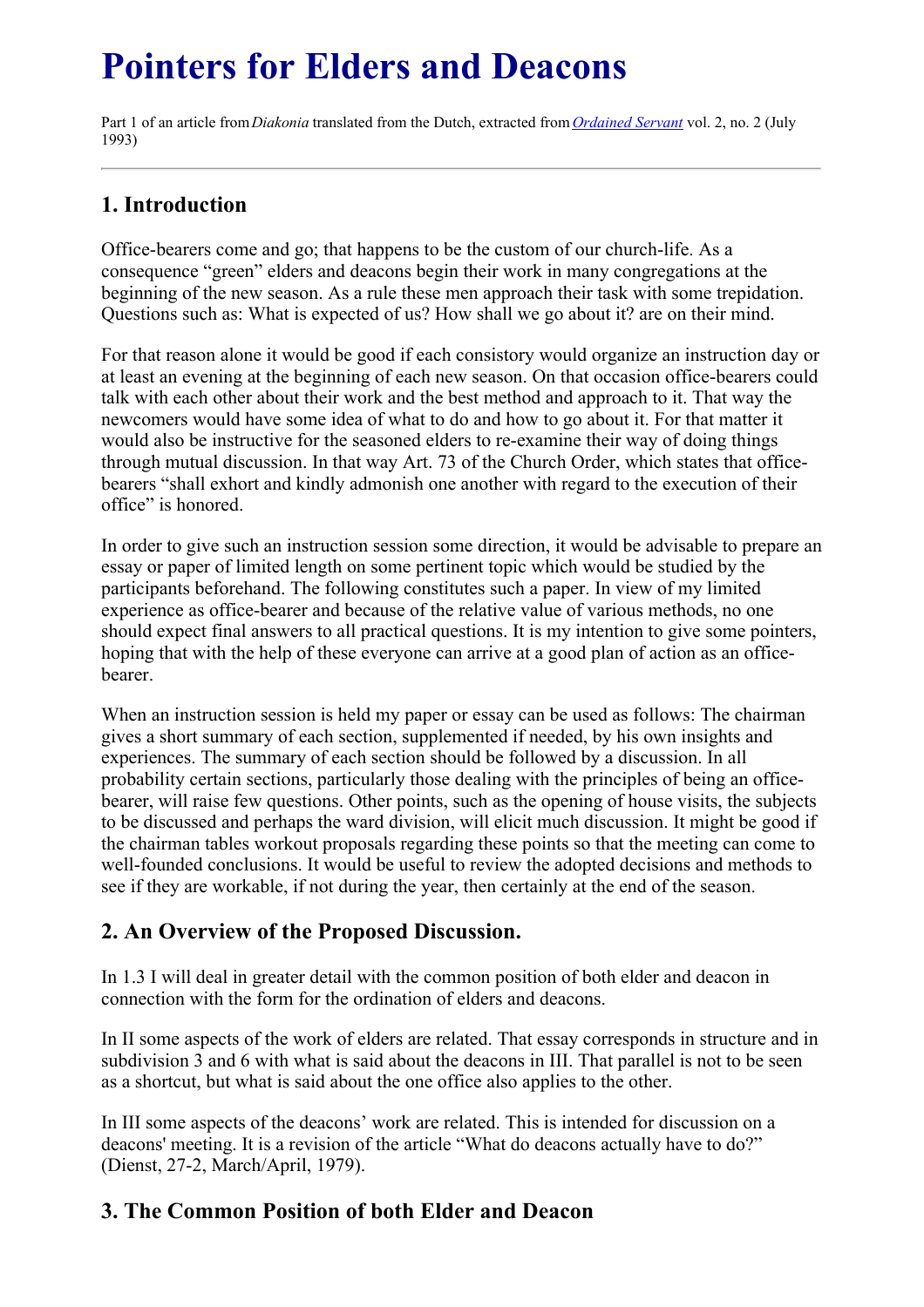# Pointers for Elders and Deacons

Part 1 of an article from *Diakonia* translated from the Dutch, extracted from *Ordained Servant* vol. 2, no. 2 (July 1993)

---

## 1. Introduction

Office-bearers come and go; that happens to be the custom of our church-life. As a consequence "green" elders and deacons begin their work in many congregations at the beginning of the new season. As a rule these men approach their task with some trepidation. Questions such as: What is expected of us? How shall we go about it? are on their mind.

For that reason alone it would be good if each consistory would organize an instruction day or at least an evening at the beginning of each new season. On that occasion office-bearers could talk with each other about their work and the best method and approach to it. That way the newcomers would have some idea of what to do and how to go about it. For that matter it would also be instructive for the seasoned elders to re-examine their way of doing things through mutual discussion. In that way Art. 73 of the Church Order, which states that office-bearers "shall exhort and kindly admonish one another with regard to the execution of their office" is honored.

In order to give such an instruction session some direction, it would be advisable to prepare an essay or paper of limited length on some pertinent topic which would be studied by the participants beforehand. The following constitutes such a paper. In view of my limited experience as office-bearer and because of the relative value of various methods, no one should expect final answers to all practical questions. It is my intention to give some pointers, hoping that with the help of these everyone can arrive at a good plan of action as an office-bearer.

When an instruction session is held my paper or essay can be used as follows: The chairman gives a short summary of each section, supplemented if needed, by his own insights and experiences. The summary of each section should be followed by a discussion. In all probability certain sections, particularly those dealing with the principles of being an office-bearer, will raise few questions. Other points, such as the opening of house visits, the subjects to be discussed and perhaps the ward division, will elicit much discussion. It might be good if the chairman tables workout proposals regarding these points so that the meeting can come to well-founded conclusions. It would be useful to review the adopted decisions and methods to see if they are workable, if not during the year, then certainly at the end of the season.

## 2. An Overview of the Proposed Discussion.

In 1.3 I will deal in greater detail with the common position of both elder and deacon in connection with the form for the ordination of elders and deacons.

In II some aspects of the work of elders are related. That essay corresponds in structure and in subdivision 3 and 6 with what is said about the deacons in III. That parallel is not to be seen as a shortcut, but what is said about the one office also applies to the other.

In III some aspects of the deacons' work are related. This is intended for discussion on a deacons' meeting. It is a revision of the article "What do deacons actually have to do?" (Dienst, 27-2, March/April, 1979).

## 3. The Common Position of both Elder and Deacon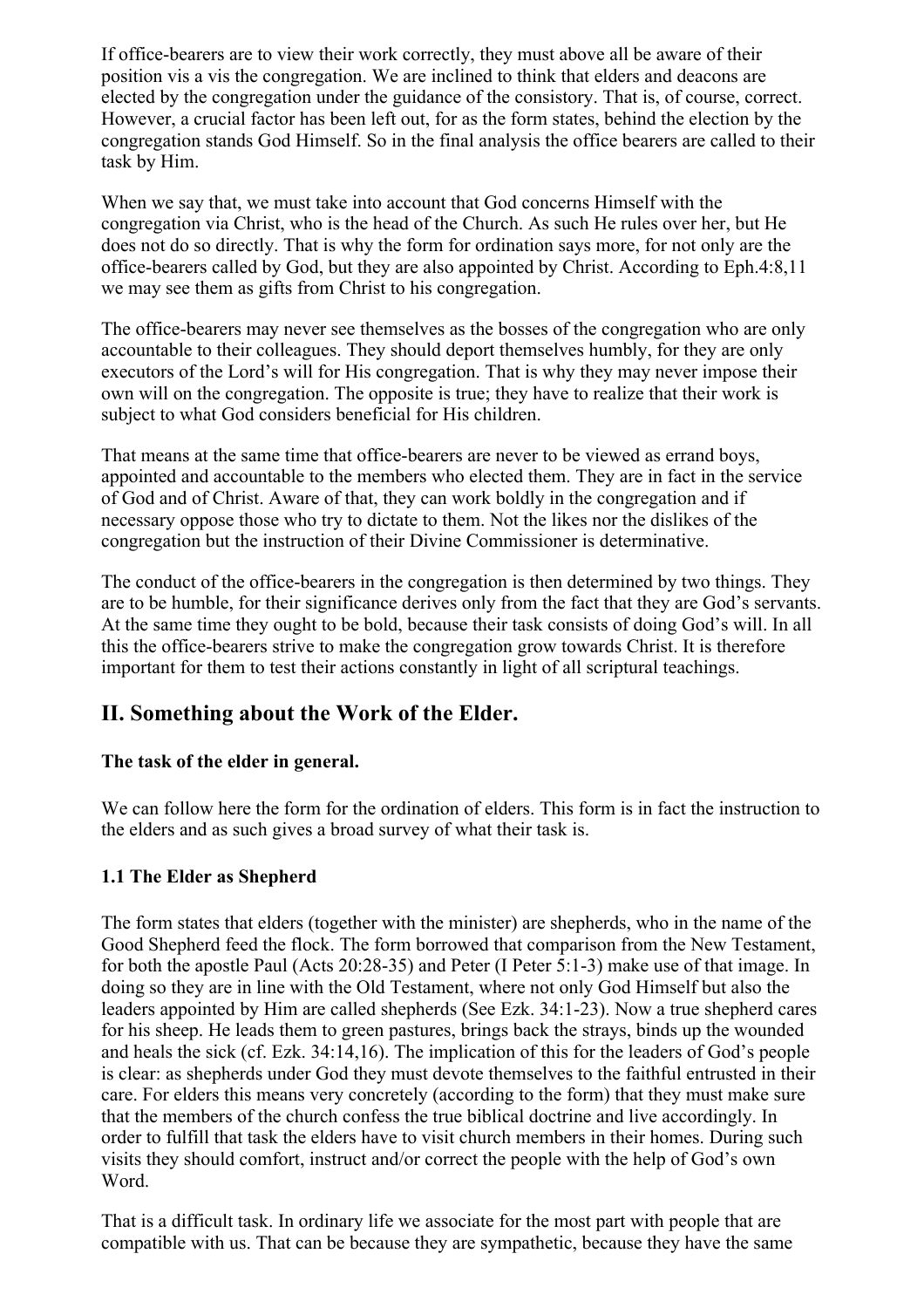If office-bearers are to view their work correctly, they must above all be aware of their position vis a vis the congregation. We are inclined to think that elders and deacons are elected by the congregation under the guidance of the consistory. That is, of course, correct. However, a crucial factor has been left out, for as the form states, behind the election by the congregation stands God Himself. So in the final analysis the office bearers are called to their task by Him.

When we say that, we must take into account that God concerns Himself with the congregation via Christ, who is the head of the Church. As such He rules over her, but He does not do so directly. That is why the form for ordination says more, for not only are the office-bearers called by God, but they are also appointed by Christ. According to Eph.4:8,11 we may see them as gifts from Christ to his congregation.

The office-bearers may never see themselves as the bosses of the congregation who are only accountable to their colleagues. They should deport themselves humbly, for they are only executors of the Lord's will for His congregation. That is why they may never impose their own will on the congregation. The opposite is true; they have to realize that their work is subject to what God considers beneficial for His children.

That means at the same time that office-bearers are never to be viewed as errand boys, appointed and accountable to the members who elected them. They are in fact in the service of God and of Christ. Aware of that, they can work boldly in the congregation and if necessary oppose those who try to dictate to them. Not the likes nor the dislikes of the congregation but the instruction of their Divine Commissioner is determinative.

The conduct of the office-bearers in the congregation is then determined by two things. They are to be humble, for their significance derives only from the fact that they are God's servants. At the same time they ought to be bold, because their task consists of doing God's will. In all this the office-bearers strive to make the congregation grow towards Christ. It is therefore important for them to test their actions constantly in light of all scriptural teachings.

## II. Something about the Work of the Elder.

#### The task of the elder in general.

We can follow here the form for the ordination of elders. This form is in fact the instruction to the elders and as such gives a broad survey of what their task is.

#### 1.1 The Elder as Shepherd

The form states that elders (together with the minister) are shepherds, who in the name of the Good Shepherd feed the flock. The form borrowed that comparison from the New Testament, for both the apostle Paul (Acts 20:28-35) and Peter (I Peter 5:1-3) make use of that image. In doing so they are in line with the Old Testament, where not only God Himself but also the leaders appointed by Him are called shepherds (See Ezk. 34:1-23). Now a true shepherd cares for his sheep. He leads them to green pastures, brings back the strays, binds up the wounded and heals the sick (cf. Ezk. 34:14,16). The implication of this for the leaders of God's people is clear: as shepherds under God they must devote themselves to the faithful entrusted in their care. For elders this means very concretely (according to the form) that they must make sure that the members of the church confess the true biblical doctrine and live accordingly. In order to fulfill that task the elders have to visit church members in their homes. During such visits they should comfort, instruct and/or correct the people with the help of God's own Word.

That is a difficult task. In ordinary life we associate for the most part with people that are compatible with us. That can be because they are sympathetic, because they have the same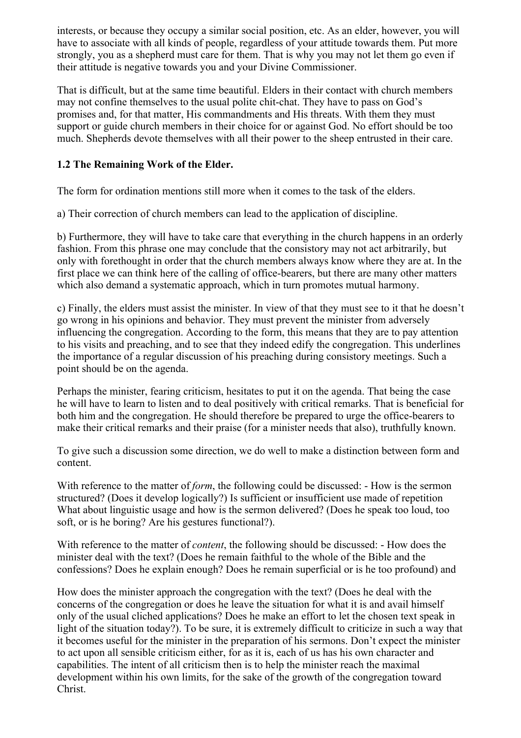interests, or because they occupy a similar social position, etc. As an elder, however, you will have to associate with all kinds of people, regardless of your attitude towards them. Put more strongly, you as a shepherd must care for them. That is why you may not let them go even if their attitude is negative towards you and your Divine Commissioner.

That is difficult, but at the same time beautiful. Elders in their contact with church members may not confine themselves to the usual polite chit-chat. They have to pass on God's promises and, for that matter, His commandments and His threats. With them they must support or guide church members in their choice for or against God. No effort should be too much. Shepherds devote themselves with all their power to the sheep entrusted in their care.

### 1.2 The Remaining Work of the Elder.

The form for ordination mentions still more when it comes to the task of the elders.

a) Their correction of church members can lead to the application of discipline.

b) Furthermore, they will have to take care that everything in the church happens in an orderly fashion. From this phrase one may conclude that the consistory may not act arbitrarily, but only with forethought in order that the church members always know where they are at. In the first place we can think here of the calling of office-bearers, but there are many other matters which also demand a systematic approach, which in turn promotes mutual harmony.

c) Finally, the elders must assist the minister. In view of that they must see to it that he doesn't go wrong in his opinions and behavior. They must prevent the minister from adversely influencing the congregation. According to the form, this means that they are to pay attention to his visits and preaching, and to see that they indeed edify the congregation. This underlines the importance of a regular discussion of his preaching during consistory meetings. Such a point should be on the agenda.

Perhaps the minister, fearing criticism, hesitates to put it on the agenda. That being the case he will have to learn to listen and to deal positively with critical remarks. That is beneficial for both him and the congregation. He should therefore be prepared to urge the office-bearers to make their critical remarks and their praise (for a minister needs that also), truthfully known.

To give such a discussion some direction, we do well to make a distinction between form and content.

With reference to the matter of *form*, the following could be discussed: - How is the sermon structured? (Does it develop logically?) Is sufficient or insufficient use made of repetition What about linguistic usage and how is the sermon delivered? (Does he speak too loud, too soft, or is he boring? Are his gestures functional?).

With reference to the matter of *content*, the following should be discussed: - How does the minister deal with the text? (Does he remain faithful to the whole of the Bible and the confessions? Does he explain enough? Does he remain superficial or is he too profound) and

How does the minister approach the congregation with the text? (Does he deal with the concerns of the congregation or does he leave the situation for what it is and avail himself only of the usual cliched applications? Does he make an effort to let the chosen text speak in light of the situation today?). To be sure, it is extremely difficult to criticize in such a way that it becomes useful for the minister in the preparation of his sermons. Don't expect the minister to act upon all sensible criticism either, for as it is, each of us has his own character and capabilities. The intent of all criticism then is to help the minister reach the maximal development within his own limits, for the sake of the growth of the congregation toward Christ.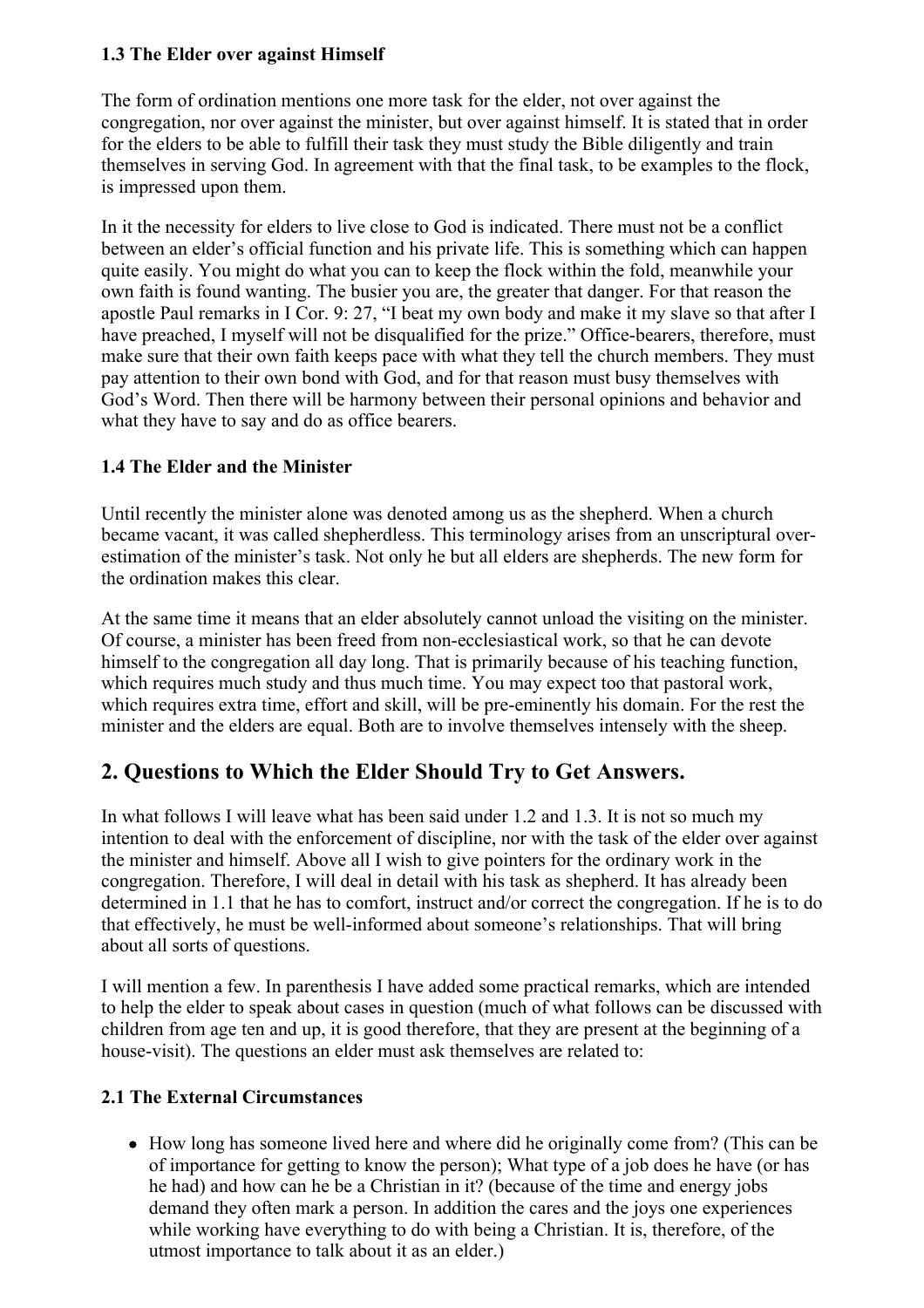### 1.3 The Elder over against Himself

The form of ordination mentions one more task for the elder, not over against the congregation, nor over against the minister, but over against himself. It is stated that in order for the elders to be able to fulfill their task they must study the Bible diligently and train themselves in serving God. In agreement with that the final task, to be examples to the flock, is impressed upon them.

In it the necessity for elders to live close to God is indicated. There must not be a conflict between an elder's official function and his private life. This is something which can happen quite easily. You might do what you can to keep the flock within the fold, meanwhile your own faith is found wanting. The busier you are, the greater that danger. For that reason the apostle Paul remarks in I Cor. 9: 27, "I beat my own body and make it my slave so that after I have preached, I myself will not be disqualified for the prize." Office-bearers, therefore, must make sure that their own faith keeps pace with what they tell the church members. They must pay attention to their own bond with God, and for that reason must busy themselves with God's Word. Then there will be harmony between their personal opinions and behavior and what they have to say and do as office bearers.

### 1.4 The Elder and the Minister

Until recently the minister alone was denoted among us as the shepherd. When a church became vacant, it was called shepherdless. This terminology arises from an unscriptural over-estimation of the minister's task. Not only he but all elders are shepherds. The new form for the ordination makes this clear.

At the same time it means that an elder absolutely cannot unload the visiting on the minister. Of course, a minister has been freed from non-ecclesiastical work, so that he can devote himself to the congregation all day long. That is primarily because of his teaching function, which requires much study and thus much time. You may expect too that pastoral work, which requires extra time, effort and skill, will be pre-eminently his domain. For the rest the minister and the elders are equal. Both are to involve themselves intensely with the sheep.

## 2. Questions to Which the Elder Should Try to Get Answers.

In what follows I will leave what has been said under 1.2 and 1.3. It is not so much my intention to deal with the enforcement of discipline, nor with the task of the elder over against the minister and himself. Above all I wish to give pointers for the ordinary work in the congregation. Therefore, I will deal in detail with his task as shepherd. It has already been determined in 1.1 that he has to comfort, instruct and/or correct the congregation. If he is to do that effectively, he must be well-informed about someone's relationships. That will bring about all sorts of questions.

I will mention a few. In parenthesis I have added some practical remarks, which are intended to help the elder to speak about cases in question (much of what follows can be discussed with children from age ten and up, it is good therefore, that they are present at the beginning of a house-visit). The questions an elder must ask themselves are related to:

### 2.1 The External Circumstances

- How long has someone lived here and where did he originally come from? (This can be of importance for getting to know the person); What type of a job does he have (or has he had) and how can he be a Christian in it? (because of the time and energy jobs demand they often mark a person. In addition the cares and the joys one experiences while working have everything to do with being a Christian. It is, therefore, of the utmost importance to talk about it as an elder.)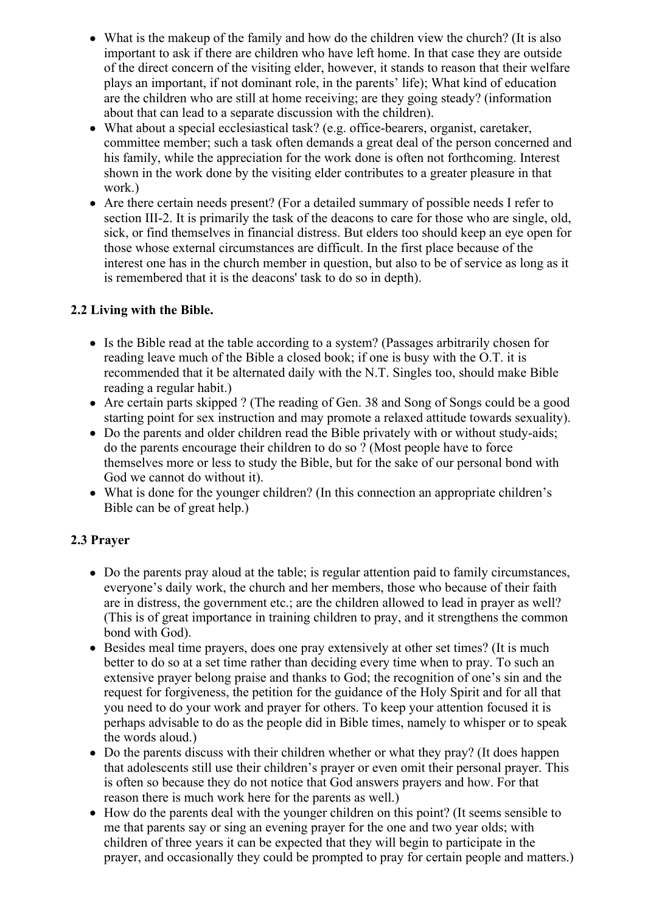- What is the makeup of the family and how do the children view the church? (It is also important to ask if there are children who have left home. In that case they are outside of the direct concern of the visiting elder, however, it stands to reason that their welfare plays an important, if not dominant role, in the parents' life); What kind of education are the children who are still at home receiving; are they going steady? (information about that can lead to a separate discussion with the children).
- What about a special ecclesiastical task? (e.g. office-bearers, organist, caretaker, committee member; such a task often demands a great deal of the person concerned and his family, while the appreciation for the work done is often not forthcoming. Interest shown in the work done by the visiting elder contributes to a greater pleasure in that work.)
- Are there certain needs present? (For a detailed summary of possible needs I refer to section III-2. It is primarily the task of the deacons to care for those who are single, old, sick, or find themselves in financial distress. But elders too should keep an eye open for those whose external circumstances are difficult. In the first place because of the interest one has in the church member in question, but also to be of service as long as it is remembered that it is the deacons' task to do so in depth).

### 2.2 Living with the Bible.

- Is the Bible read at the table according to a system? (Passages arbitrarily chosen for reading leave much of the Bible a closed book; if one is busy with the O.T. it is recommended that it be alternated daily with the N.T. Singles too, should make Bible reading a regular habit.)
- Are certain parts skipped ? (The reading of Gen. 38 and Song of Songs could be a good starting point for sex instruction and may promote a relaxed attitude towards sexuality).
- Do the parents and older children read the Bible privately with or without study-aids; do the parents encourage their children to do so ? (Most people have to force themselves more or less to study the Bible, but for the sake of our personal bond with God we cannot do without it).
- What is done for the younger children? (In this connection an appropriate children's Bible can be of great help.)

### 2.3 Prayer

- Do the parents pray aloud at the table; is regular attention paid to family circumstances, everyone's daily work, the church and her members, those who because of their faith are in distress, the government etc.; are the children allowed to lead in prayer as well? (This is of great importance in training children to pray, and it strengthens the common bond with God).
- Besides meal time prayers, does one pray extensively at other set times? (It is much better to do so at a set time rather than deciding every time when to pray. To such an extensive prayer belong praise and thanks to God; the recognition of one's sin and the request for forgiveness, the petition for the guidance of the Holy Spirit and for all that you need to do your work and prayer for others. To keep your attention focused it is perhaps advisable to do as the people did in Bible times, namely to whisper or to speak the words aloud.)
- Do the parents discuss with their children whether or what they pray? (It does happen that adolescents still use their children's prayer or even omit their personal prayer. This is often so because they do not notice that God answers prayers and how. For that reason there is much work here for the parents as well.)
- How do the parents deal with the younger children on this point? (It seems sensible to me that parents say or sing an evening prayer for the one and two year olds; with children of three years it can be expected that they will begin to participate in the prayer, and occasionally they could be prompted to pray for certain people and matters.)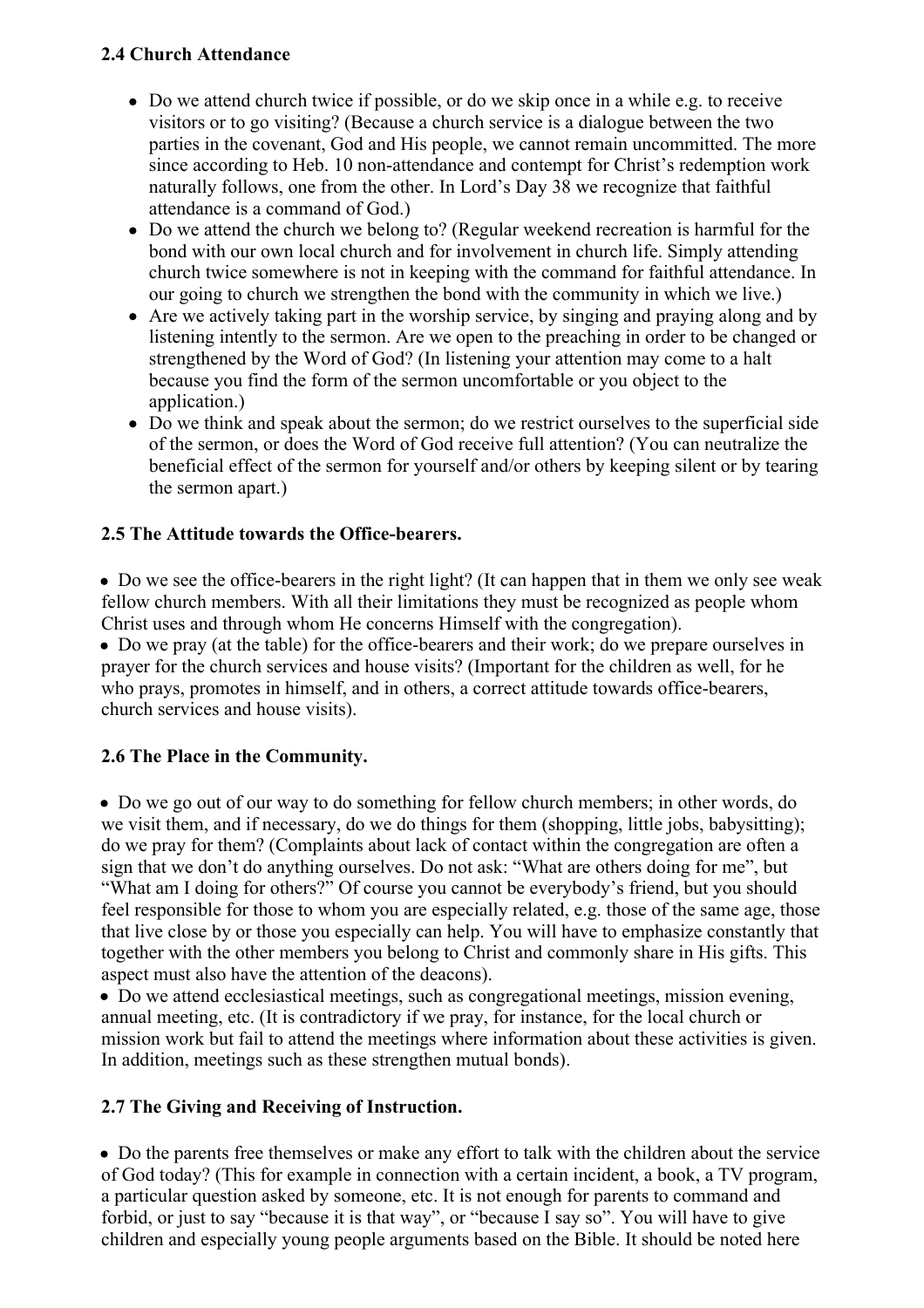### 2.4 Church Attendance

- Do we attend church twice if possible, or do we skip once in a while e.g. to receive visitors or to go visiting? (Because a church service is a dialogue between the two parties in the covenant, God and His people, we cannot remain uncommitted. The more since according to Heb. 10 non-attendance and contempt for Christ's redemption work naturally follows, one from the other. In Lord's Day 38 we recognize that faithful attendance is a command of God.)
- Do we attend the church we belong to? (Regular weekend recreation is harmful for the bond with our own local church and for involvement in church life. Simply attending church twice somewhere is not in keeping with the command for faithful attendance. In our going to church we strengthen the bond with the community in which we live.)
- Are we actively taking part in the worship service, by singing and praying along and by listening intently to the sermon. Are we open to the preaching in order to be changed or strengthened by the Word of God? (In listening your attention may come to a halt because you find the form of the sermon uncomfortable or you object to the application.)
- Do we think and speak about the sermon; do we restrict ourselves to the superficial side of the sermon, or does the Word of God receive full attention? (You can neutralize the beneficial effect of the sermon for yourself and/or others by keeping silent or by tearing the sermon apart.)

### 2.5 The Attitude towards the Office-bearers.

- Do we see the office-bearers in the right light? (It can happen that in them we only see weak fellow church members. With all their limitations they must be recognized as people whom Christ uses and through whom He concerns Himself with the congregation).
- Do we pray (at the table) for the office-bearers and their work; do we prepare ourselves in prayer for the church services and house visits? (Important for the children as well, for he who prays, promotes in himself, and in others, a correct attitude towards office-bearers, church services and house visits).

### 2.6 The Place in the Community.

- Do we go out of our way to do something for fellow church members; in other words, do we visit them, and if necessary, do we do things for them (shopping, little jobs, babysitting); do we pray for them? (Complaints about lack of contact within the congregation are often a sign that we don't do anything ourselves. Do not ask: "What are others doing for me", but "What am I doing for others?" Of course you cannot be everybody's friend, but you should feel responsible for those to whom you are especially related, e.g. those of the same age, those that live close by or those you especially can help. You will have to emphasize constantly that together with the other members you belong to Christ and commonly share in His gifts. This aspect must also have the attention of the deacons).
- Do we attend ecclesiastical meetings, such as congregational meetings, mission evening, annual meeting, etc. (It is contradictory if we pray, for instance, for the local church or mission work but fail to attend the meetings where information about these activities is given. In addition, meetings such as these strengthen mutual bonds).

### 2.7 The Giving and Receiving of Instruction.

- Do the parents free themselves or make any effort to talk with the children about the service of God today? (This for example in connection with a certain incident, a book, a TV program, a particular question asked by someone, etc. It is not enough for parents to command and forbid, or just to say "because it is that way", or "because I say so". You will have to give children and especially young people arguments based on the Bible. It should be noted here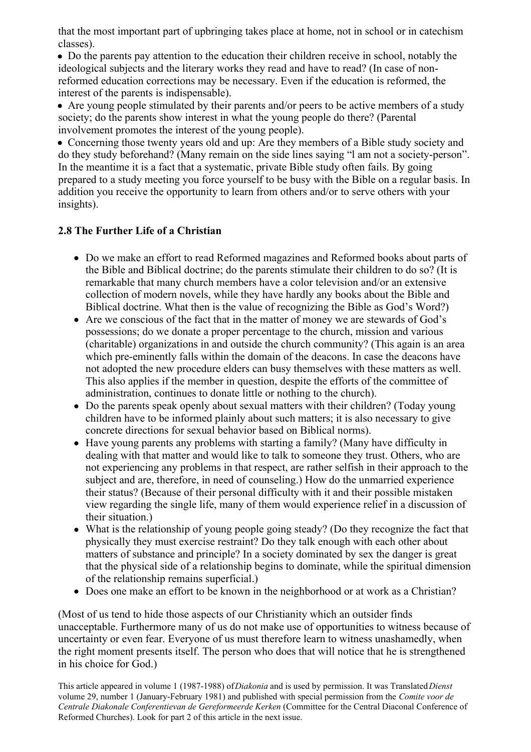that the most important part of upbringing takes place at home, not in school or in catechism classes).

- Do the parents pay attention to the education their children receive in school, notably the ideological subjects and the literary works they read and have to read? (In case of non-reformed education corrections may be necessary. Even if the education is reformed, the interest of the parents is indispensable).
- Are young people stimulated by their parents and/or peers to be active members of a study society; do the parents show interest in what the young people do there? (Parental involvement promotes the interest of the young people).
- Concerning those twenty years old and up: Are they members of a Bible study society and do they study beforehand? (Many remain on the side lines saying "l am not a society-person". In the meantime it is a fact that a systematic, private Bible study often fails. By going prepared to a study meeting you force yourself to be busy with the Bible on a regular basis. In addition you receive the opportunity to learn from others and/or to serve others with your insights).

### 2.8 The Further Life of a Christian

- Do we make an effort to read Reformed magazines and Reformed books about parts of the Bible and Biblical doctrine; do the parents stimulate their children to do so? (It is remarkable that many church members have a color television and/or an extensive collection of modern novels, while they have hardly any books about the Bible and Biblical doctrine. What then is the value of recognizing the Bible as God's Word?)
- Are we conscious of the fact that in the matter of money we are stewards of God's possessions; do we donate a proper percentage to the church, mission and various (charitable) organizations in and outside the church community? (This again is an area which pre-eminently falls within the domain of the deacons. In case the deacons have not adopted the new procedure elders can busy themselves with these matters as well. This also applies if the member in question, despite the efforts of the committee of administration, continues to donate little or nothing to the church).
- Do the parents speak openly about sexual matters with their children? (Today young children have to be informed plainly about such matters; it is also necessary to give concrete directions for sexual behavior based on Biblical norms).
- Have young parents any problems with starting a family? (Many have difficulty in dealing with that matter and would like to talk to someone they trust. Others, who are not experiencing any problems in that respect, are rather selfish in their approach to the subject and are, therefore, in need of counseling.) How do the unmarried experience their status? (Because of their personal difficulty with it and their possible mistaken view regarding the single life, many of them would experience relief in a discussion of their situation.)
- What is the relationship of young people going steady? (Do they recognize the fact that physically they must exercise restraint? Do they talk enough with each other about matters of substance and principle? In a society dominated by sex the danger is great that the physical side of a relationship begins to dominate, while the spiritual dimension of the relationship remains superficial.)
- Does one make an effort to be known in the neighborhood or at work as a Christian?

(Most of us tend to hide those aspects of our Christianity which an outsider finds unacceptable. Furthermore many of us do not make use of opportunities to witness because of uncertainty or even fear. Everyone of us must therefore learn to witness unashamedly, when the right moment presents itself. The person who does that will notice that he is strengthened in his choice for God.)

This article appeared in volume 1 (1987-1988) of *Diakonia* and is used by permission. It was Translated *Dienst* volume 29, number 1 (January-February 1981) and published with special permission from the *Comite voor de Centrale Diakonale Conferentievan de Gereformeerde Kerken* (Committee for the Central Diaconal Conference of Reformed Churches). Look for part 2 of this article in the next issue.